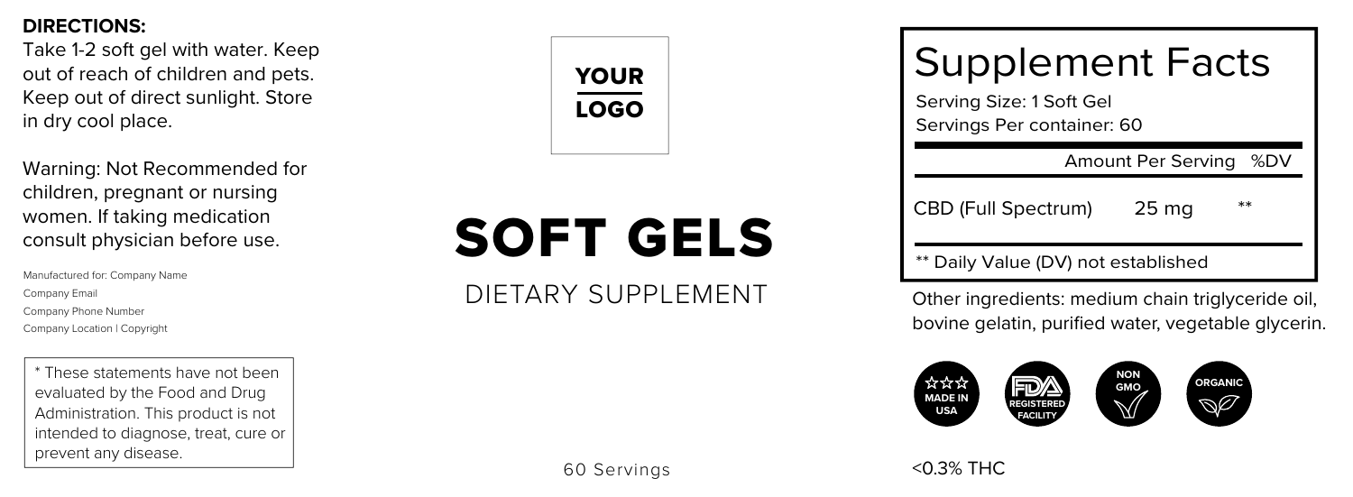**DIRECTIONS:**
Take 1-2 soft gel with water. Keep out of reach of children and pets. Keep out of direct sunlight. Store in dry cool place.

Warning: Not Recommended for children, pregnant or nursing women. If taking medication consult physician before use.

Manufactured for: Company Name
Company Email
Company Phone Number
Company Location | Copyright

\* These statements have not been evaluated by the Food and Drug Administration. This product is not intended to diagnose, treat, cure or prevent any disease.

YOUR LOGO

# SOFT GELS

DIETARY SUPPLEMENT

60 Servings

## Supplement Facts

Serving Size: 1 Soft Gel
Servings Per container: 60

| | Amount Per Serving | %DV |
|---|---|---|
| CBD (Full Spectrum) | 25 mg | ** |

** Daily Value (DV) not established

Other ingredients: medium chain triglyceride oil, bovine gelatin, purified water, vegetable glycerin.

MADE IN USA | FDA REGISTERED FACILITY | NON GMO | ORGANIC

<0.3% THC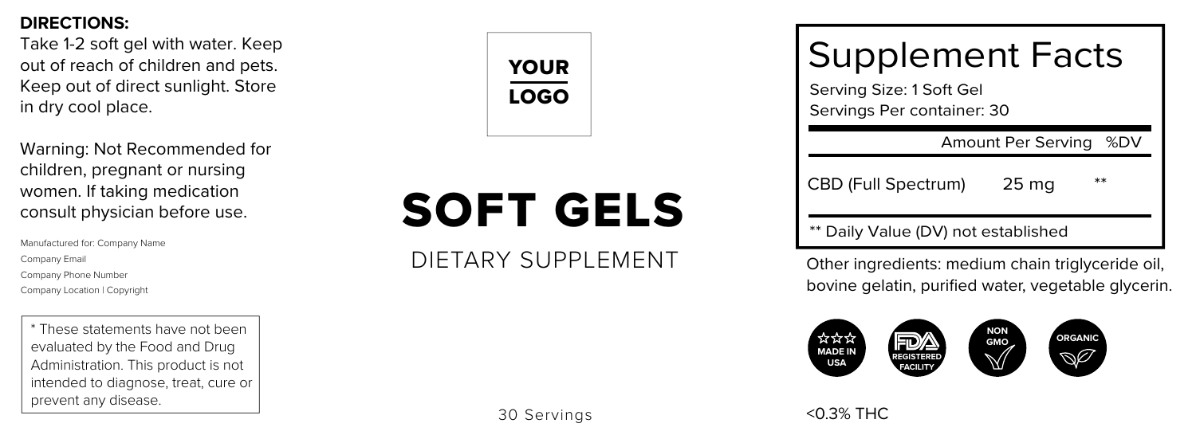**DIRECTIONS:**

Take 1-2 soft gel with water. Keep out of reach of children and pets. Keep out of direct sunlight. Store in dry cool place.

Warning: Not Recommended for children, pregnant or nursing women. If taking medication consult physician before use.

Manufactured for: Company Name
Company Email
Company Phone Number
Company Location | Copyright

* These statements have not been evaluated by the Food and Drug Administration. This product is not intended to diagnose, treat, cure or prevent any disease.

YOUR LOGO

# SOFT GELS

DIETARY SUPPLEMENT

30 Servings

## Supplement Facts

Serving Size: 1 Soft Gel
Servings Per container: 30

| | Amount Per Serving | %DV |
|---|---|---|
| CBD (Full Spectrum) | 25 mg | ** |

** Daily Value (DV) not established

Other ingredients: medium chain triglyceride oil, bovine gelatin, purified water, vegetable glycerin.

MADE IN USA | FDA REGISTERED FACILITY | NON GMO | ORGANIC

<0.3% THC